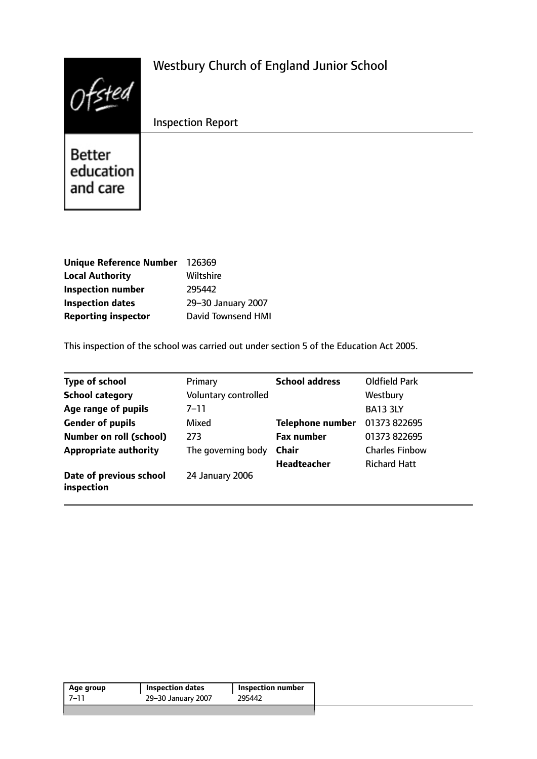# Westbury Church of England Junior School

Inspection Report

Better education and care

| | |
|---|---|
| **Unique Reference Number** | 126369 |
| **Local Authority** | Wiltshire |
| **Inspection number** | 295442 |
| **Inspection dates** | 29–30 January 2007 |
| **Reporting inspector** | David Townsend HMI |

This inspection of the school was carried out under section 5 of the Education Act 2005.

| | | | |
|---|---|---|---|
| **Type of school** | Primary | **School address** | Oldfield Park |
| **School category** | Voluntary controlled | | Westbury |
| **Age range of pupils** | 7–11 | | BA13 3LY |
| **Gender of pupils** | Mixed | **Telephone number** | 01373 822695 |
| **Number on roll (school)** | 273 | **Fax number** | 01373 822695 |
| **Appropriate authority** | The governing body | **Chair** | Charles Finbow |
| | | **Headteacher** | Richard Hatt |
| **Date of previous school inspection** | 24 January 2006 | | |

| Age group | Inspection dates | Inspection number |
|---|---|---|
| 7–11 | 29–30 January 2007 | 295442 |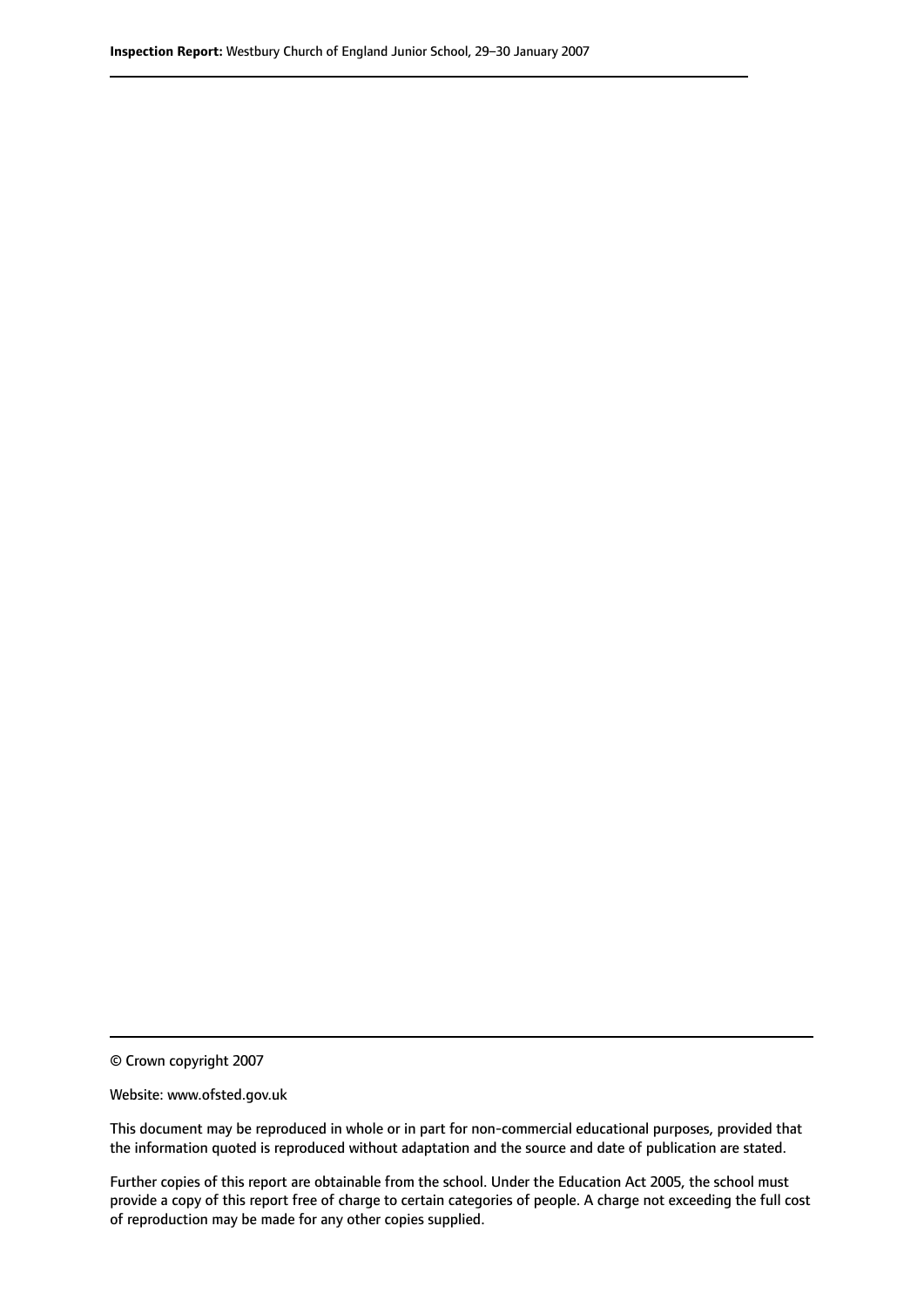© Crown copyright 2007

Website: www.ofsted.gov.uk

This document may be reproduced in whole or in part for non-commercial educational purposes, provided that the information quoted is reproduced without adaptation and the source and date of publication are stated.

Further copies of this report are obtainable from the school. Under the Education Act 2005, the school must provide a copy of this report free of charge to certain categories of people. A charge not exceeding the full cost of reproduction may be made for any other copies supplied.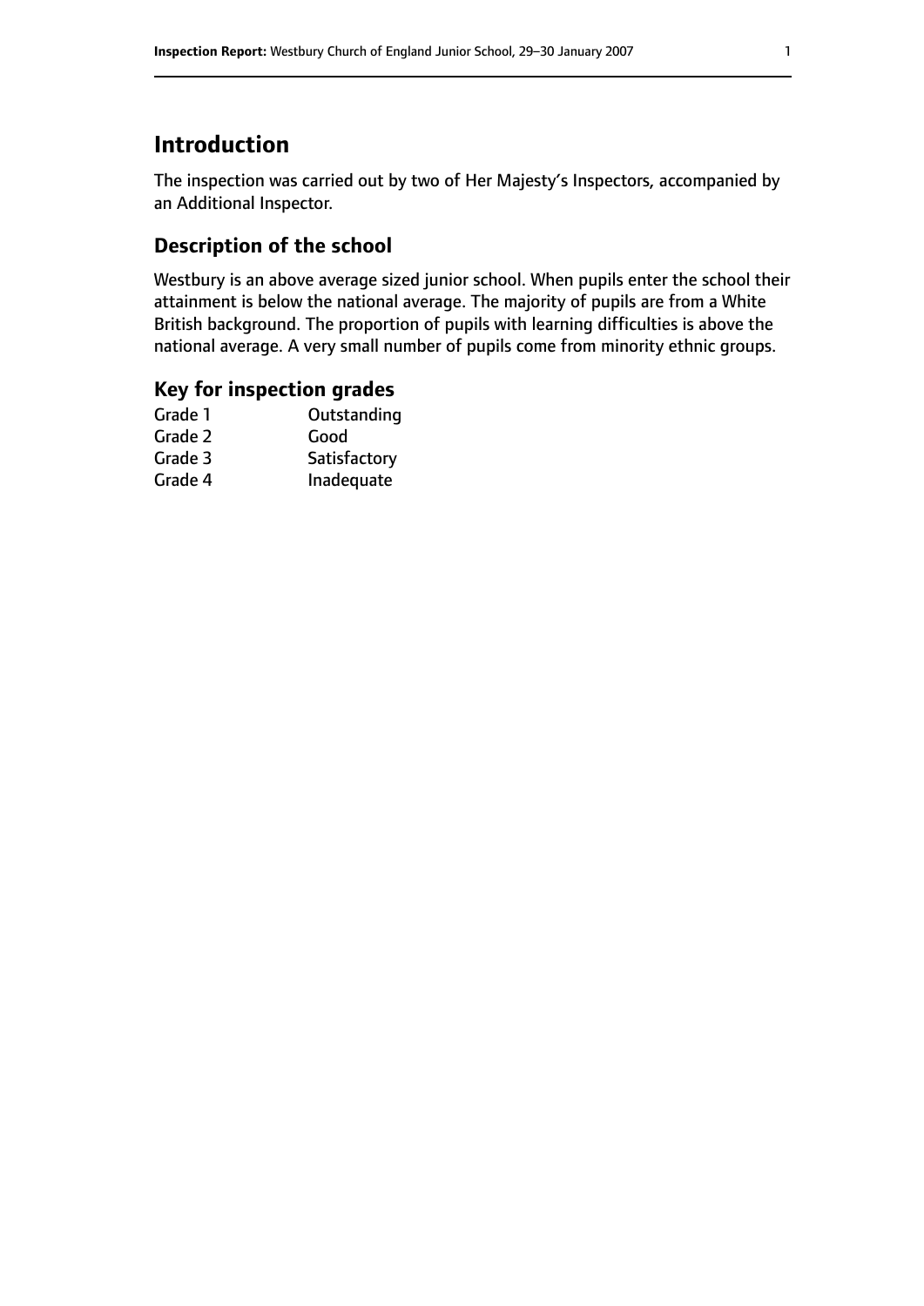## Introduction

The inspection was carried out by two of Her Majesty's Inspectors, accompanied by an Additional Inspector.

### Description of the school

Westbury is an above average sized junior school. When pupils enter the school their attainment is below the national average. The majority of pupils are from a White British background. The proportion of pupils with learning difficulties is above the national average. A very small number of pupils come from minority ethnic groups.

### Key for inspection grades

| | |
|---|---|
| Grade 1 | Outstanding |
| Grade 2 | Good |
| Grade 3 | Satisfactory |
| Grade 4 | Inadequate |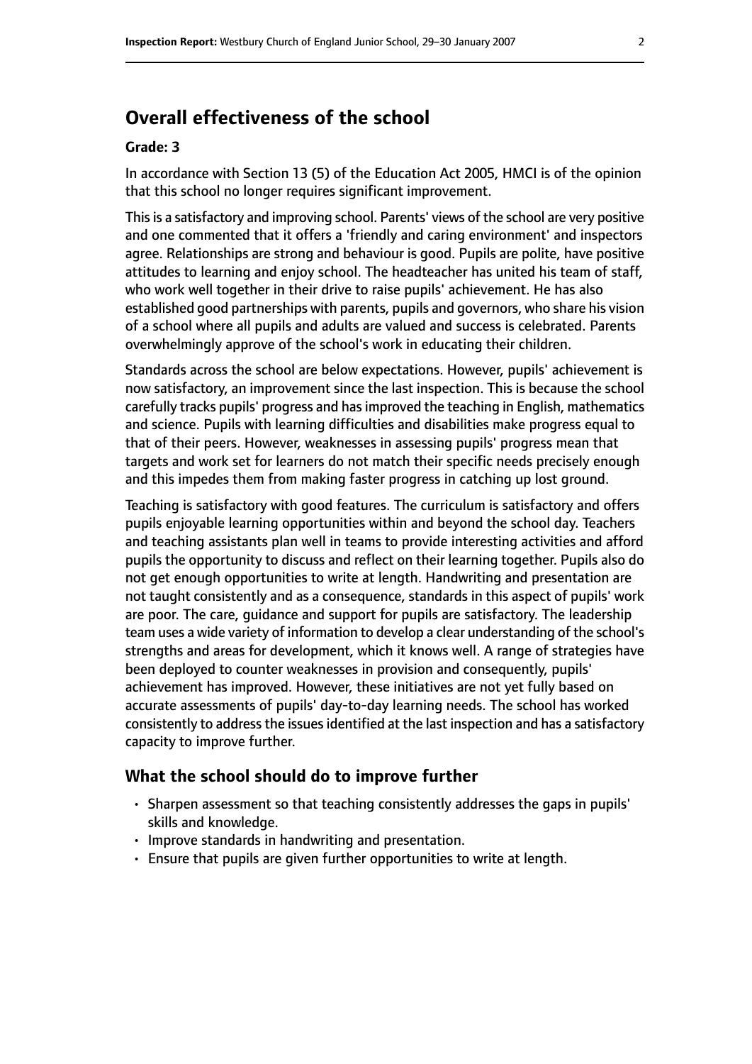## Overall effectiveness of the school

#### Grade: 3

In accordance with Section 13 (5) of the Education Act 2005, HMCI is of the opinion that this school no longer requires significant improvement.

This is a satisfactory and improving school. Parents' views of the school are very positive and one commented that it offers a 'friendly and caring environment' and inspectors agree. Relationships are strong and behaviour is good. Pupils are polite, have positive attitudes to learning and enjoy school. The headteacher has united his team of staff, who work well together in their drive to raise pupils' achievement. He has also established good partnerships with parents, pupils and governors, who share his vision of a school where all pupils and adults are valued and success is celebrated. Parents overwhelmingly approve of the school's work in educating their children.

Standards across the school are below expectations. However, pupils' achievement is now satisfactory, an improvement since the last inspection. This is because the school carefully tracks pupils' progress and has improved the teaching in English, mathematics and science. Pupils with learning difficulties and disabilities make progress equal to that of their peers. However, weaknesses in assessing pupils' progress mean that targets and work set for learners do not match their specific needs precisely enough and this impedes them from making faster progress in catching up lost ground.

Teaching is satisfactory with good features. The curriculum is satisfactory and offers pupils enjoyable learning opportunities within and beyond the school day. Teachers and teaching assistants plan well in teams to provide interesting activities and afford pupils the opportunity to discuss and reflect on their learning together. Pupils also do not get enough opportunities to write at length. Handwriting and presentation are not taught consistently and as a consequence, standards in this aspect of pupils' work are poor. The care, guidance and support for pupils are satisfactory. The leadership team uses a wide variety of information to develop a clear understanding of the school's strengths and areas for development, which it knows well. A range of strategies have been deployed to counter weaknesses in provision and consequently, pupils' achievement has improved. However, these initiatives are not yet fully based on accurate assessments of pupils' day-to-day learning needs. The school has worked consistently to address the issues identified at the last inspection and has a satisfactory capacity to improve further.

### What the school should do to improve further

- Sharpen assessment so that teaching consistently addresses the gaps in pupils' skills and knowledge.
- Improve standards in handwriting and presentation.
- Ensure that pupils are given further opportunities to write at length.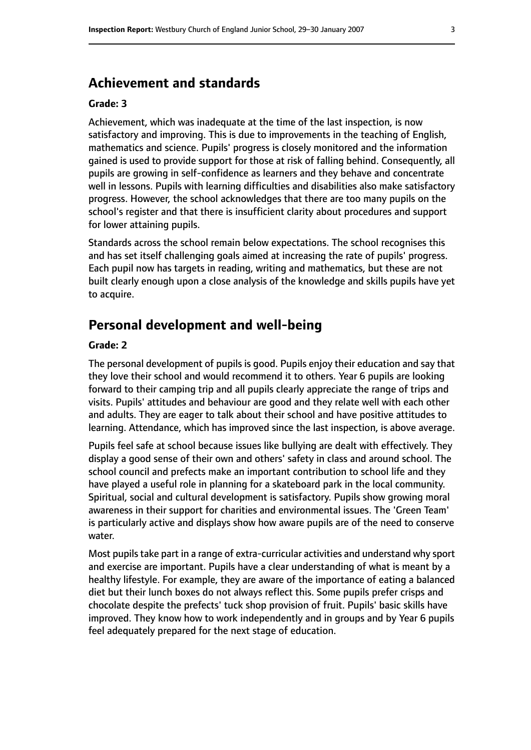## Achievement and standards

**Grade: 3**

Achievement, which was inadequate at the time of the last inspection, is now satisfactory and improving. This is due to improvements in the teaching of English, mathematics and science. Pupils' progress is closely monitored and the information gained is used to provide support for those at risk of falling behind. Consequently, all pupils are growing in self-confidence as learners and they behave and concentrate well in lessons. Pupils with learning difficulties and disabilities also make satisfactory progress. However, the school acknowledges that there are too many pupils on the school's register and that there is insufficient clarity about procedures and support for lower attaining pupils.

Standards across the school remain below expectations. The school recognises this and has set itself challenging goals aimed at increasing the rate of pupils' progress. Each pupil now has targets in reading, writing and mathematics, but these are not built clearly enough upon a close analysis of the knowledge and skills pupils have yet to acquire.

## Personal development and well-being

**Grade: 2**

The personal development of pupils is good. Pupils enjoy their education and say that they love their school and would recommend it to others. Year 6 pupils are looking forward to their camping trip and all pupils clearly appreciate the range of trips and visits. Pupils' attitudes and behaviour are good and they relate well with each other and adults. They are eager to talk about their school and have positive attitudes to learning. Attendance, which has improved since the last inspection, is above average.

Pupils feel safe at school because issues like bullying are dealt with effectively. They display a good sense of their own and others' safety in class and around school. The school council and prefects make an important contribution to school life and they have played a useful role in planning for a skateboard park in the local community. Spiritual, social and cultural development is satisfactory. Pupils show growing moral awareness in their support for charities and environmental issues. The 'Green Team' is particularly active and displays show how aware pupils are of the need to conserve water.

Most pupils take part in a range of extra-curricular activities and understand why sport and exercise are important. Pupils have a clear understanding of what is meant by a healthy lifestyle. For example, they are aware of the importance of eating a balanced diet but their lunch boxes do not always reflect this. Some pupils prefer crisps and chocolate despite the prefects' tuck shop provision of fruit. Pupils' basic skills have improved. They know how to work independently and in groups and by Year 6 pupils feel adequately prepared for the next stage of education.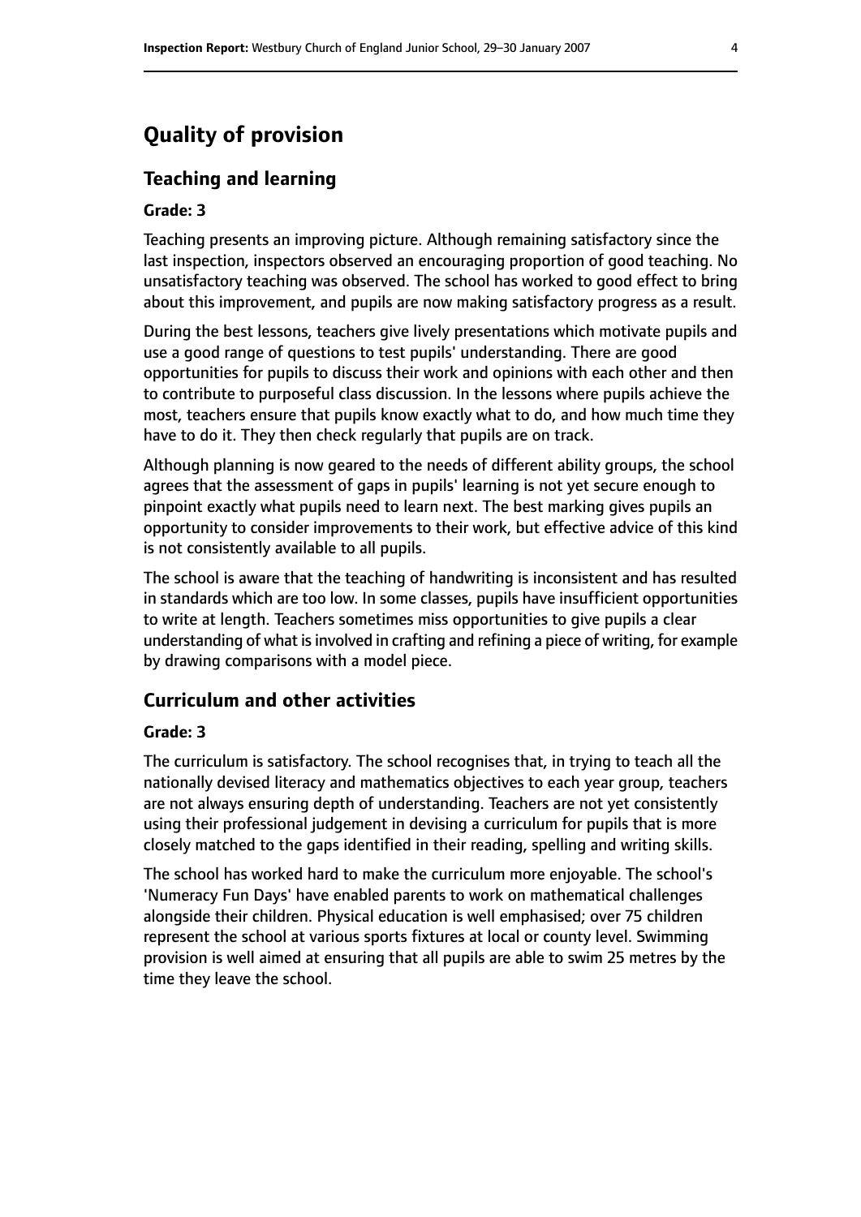# Quality of provision

## Teaching and learning

**Grade: 3**

Teaching presents an improving picture. Although remaining satisfactory since the last inspection, inspectors observed an encouraging proportion of good teaching. No unsatisfactory teaching was observed. The school has worked to good effect to bring about this improvement, and pupils are now making satisfactory progress as a result.

During the best lessons, teachers give lively presentations which motivate pupils and use a good range of questions to test pupils' understanding. There are good opportunities for pupils to discuss their work and opinions with each other and then to contribute to purposeful class discussion. In the lessons where pupils achieve the most, teachers ensure that pupils know exactly what to do, and how much time they have to do it. They then check regularly that pupils are on track.

Although planning is now geared to the needs of different ability groups, the school agrees that the assessment of gaps in pupils' learning is not yet secure enough to pinpoint exactly what pupils need to learn next. The best marking gives pupils an opportunity to consider improvements to their work, but effective advice of this kind is not consistently available to all pupils.

The school is aware that the teaching of handwriting is inconsistent and has resulted in standards which are too low. In some classes, pupils have insufficient opportunities to write at length. Teachers sometimes miss opportunities to give pupils a clear understanding of what is involved in crafting and refining a piece of writing, for example by drawing comparisons with a model piece.

## Curriculum and other activities

**Grade: 3**

The curriculum is satisfactory. The school recognises that, in trying to teach all the nationally devised literacy and mathematics objectives to each year group, teachers are not always ensuring depth of understanding. Teachers are not yet consistently using their professional judgement in devising a curriculum for pupils that is more closely matched to the gaps identified in their reading, spelling and writing skills.

The school has worked hard to make the curriculum more enjoyable. The school's 'Numeracy Fun Days' have enabled parents to work on mathematical challenges alongside their children. Physical education is well emphasised; over 75 children represent the school at various sports fixtures at local or county level. Swimming provision is well aimed at ensuring that all pupils are able to swim 25 metres by the time they leave the school.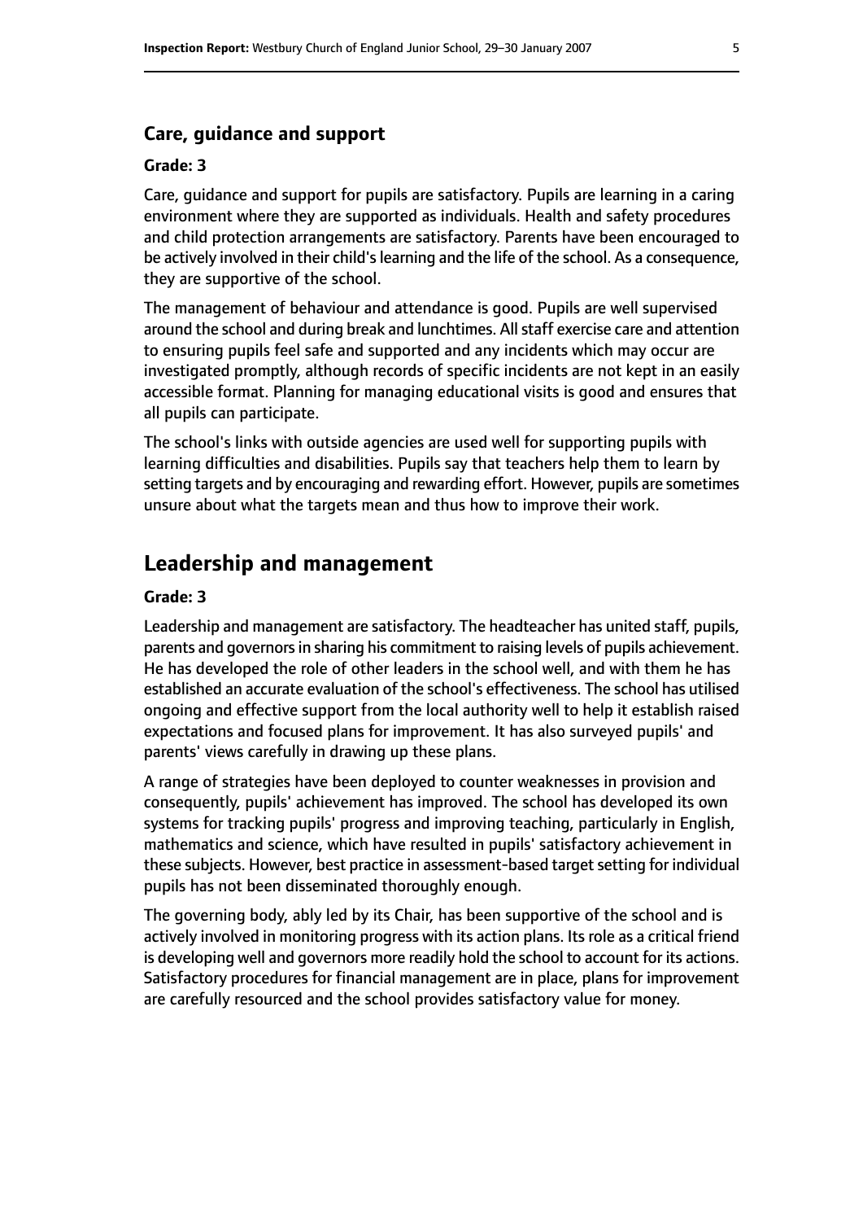### Care, guidance and support

#### Grade: 3

Care, guidance and support for pupils are satisfactory. Pupils are learning in a caring environment where they are supported as individuals. Health and safety procedures and child protection arrangements are satisfactory. Parents have been encouraged to be actively involved in their child's learning and the life of the school. As a consequence, they are supportive of the school.

The management of behaviour and attendance is good. Pupils are well supervised around the school and during break and lunchtimes. All staff exercise care and attention to ensuring pupils feel safe and supported and any incidents which may occur are investigated promptly, although records of specific incidents are not kept in an easily accessible format. Planning for managing educational visits is good and ensures that all pupils can participate.

The school's links with outside agencies are used well for supporting pupils with learning difficulties and disabilities. Pupils say that teachers help them to learn by setting targets and by encouraging and rewarding effort. However, pupils are sometimes unsure about what the targets mean and thus how to improve their work.

## Leadership and management

#### Grade: 3

Leadership and management are satisfactory. The headteacher has united staff, pupils, parents and governors in sharing his commitment to raising levels of pupils achievement. He has developed the role of other leaders in the school well, and with them he has established an accurate evaluation of the school's effectiveness. The school has utilised ongoing and effective support from the local authority well to help it establish raised expectations and focused plans for improvement. It has also surveyed pupils' and parents' views carefully in drawing up these plans.

A range of strategies have been deployed to counter weaknesses in provision and consequently, pupils' achievement has improved. The school has developed its own systems for tracking pupils' progress and improving teaching, particularly in English, mathematics and science, which have resulted in pupils' satisfactory achievement in these subjects. However, best practice in assessment-based target setting for individual pupils has not been disseminated thoroughly enough.

The governing body, ably led by its Chair, has been supportive of the school and is actively involved in monitoring progress with its action plans. Its role as a critical friend is developing well and governors more readily hold the school to account for its actions. Satisfactory procedures for financial management are in place, plans for improvement are carefully resourced and the school provides satisfactory value for money.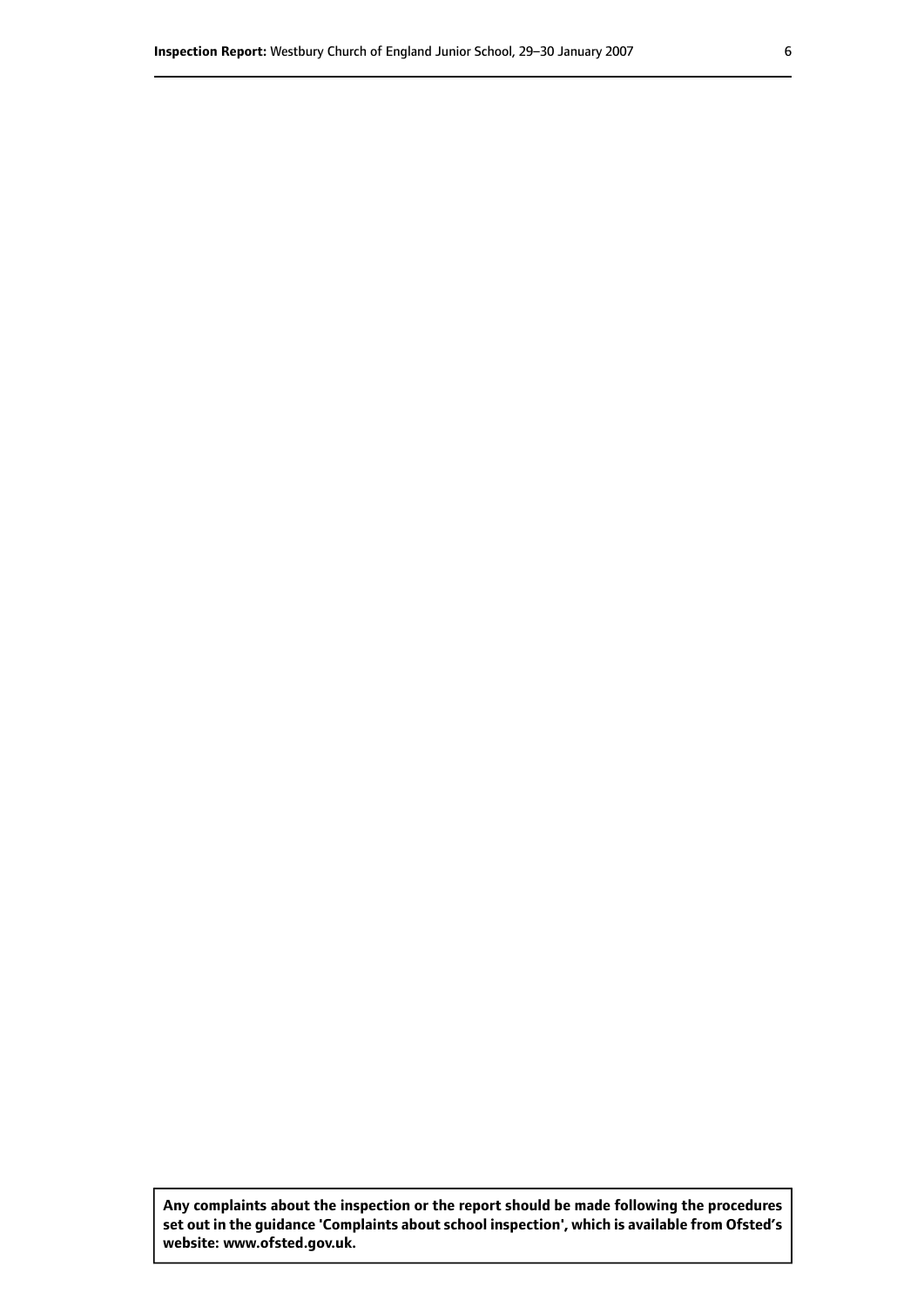**Any complaints about the inspection or the report should be made following the procedures set out in the guidance 'Complaints about school inspection', which is available from Ofsted's website: www.ofsted.gov.uk.**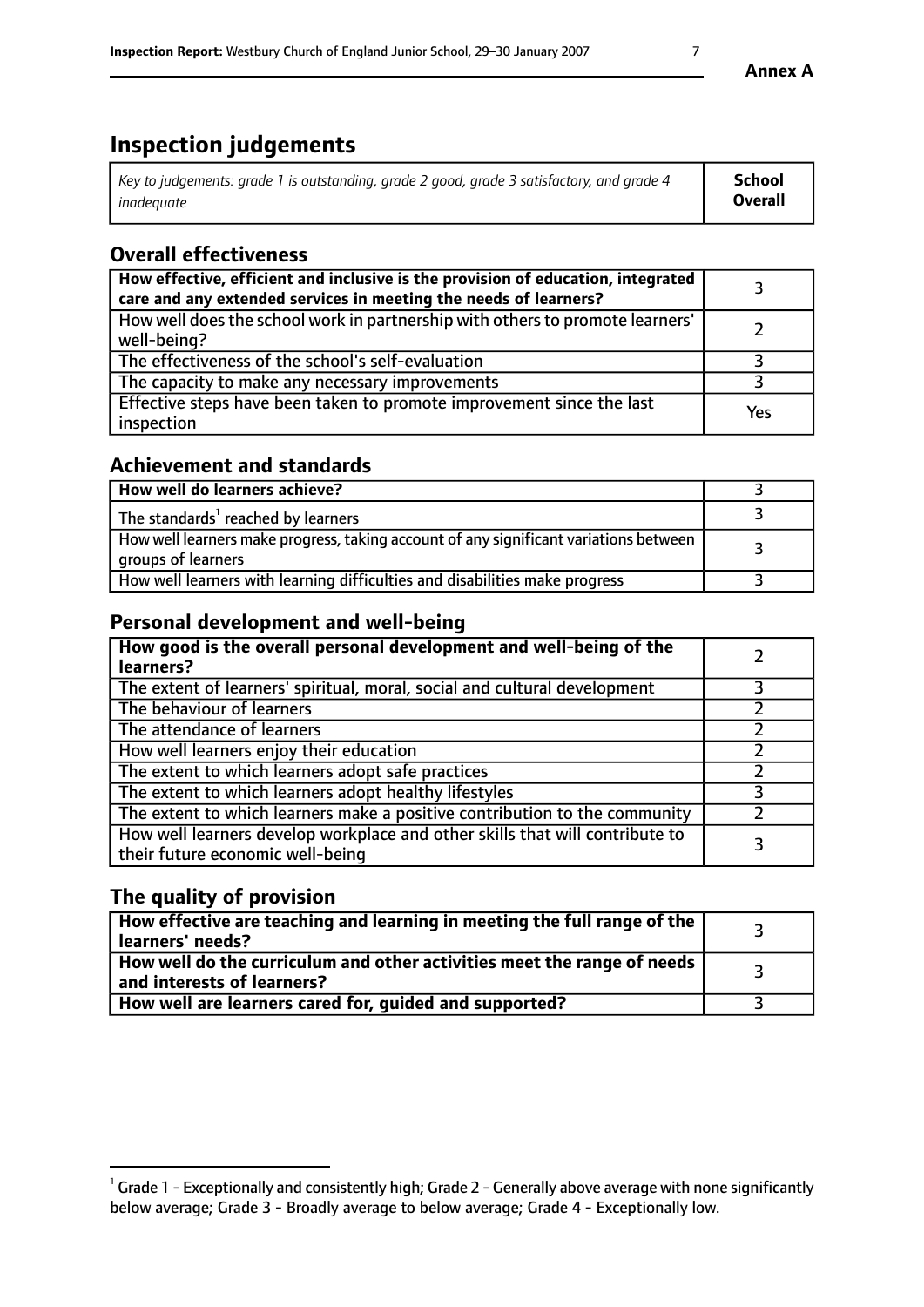Annex A

# Inspection judgements

| *Key to judgements: grade 1 is outstanding, grade 2 good, grade 3 satisfactory, and grade 4 inadequate* | **School Overall** |
|---|---|

## Overall effectiveness

| | |
|---|---|
| **How effective, efficient and inclusive is the provision of education, integrated care and any extended services in meeting the needs of learners?** | 3 |
| How well does the school work in partnership with others to promote learners' well-being? | 2 |
| The effectiveness of the school's self-evaluation | 3 |
| The capacity to make any necessary improvements | 3 |
| Effective steps have been taken to promote improvement since the last inspection | Yes |

## Achievement and standards

| | |
|---|---|
| **How well do learners achieve?** | 3 |
| The standards[1] reached by learners | 3 |
| How well learners make progress, taking account of any significant variations between groups of learners | 3 |
| How well learners with learning difficulties and disabilities make progress | 3 |

## Personal development and well-being

| | |
|---|---|
| **How good is the overall personal development and well-being of the learners?** | 2 |
| The extent of learners' spiritual, moral, social and cultural development | 3 |
| The behaviour of learners | 2 |
| The attendance of learners | 2 |
| How well learners enjoy their education | 2 |
| The extent to which learners adopt safe practices | 2 |
| The extent to which learners adopt healthy lifestyles | 3 |
| The extent to which learners make a positive contribution to the community | 2 |
| How well learners develop workplace and other skills that will contribute to their future economic well-being | 3 |

## The quality of provision

| | |
|---|---|
| **How effective are teaching and learning in meeting the full range of the learners' needs?** | 3 |
| **How well do the curriculum and other activities meet the range of needs and interests of learners?** | 3 |
| **How well are learners cared for, guided and supported?** | 3 |

[1] Grade 1 - Exceptionally and consistently high; Grade 2 - Generally above average with none significantly below average; Grade 3 - Broadly average to below average; Grade 4 - Exceptionally low.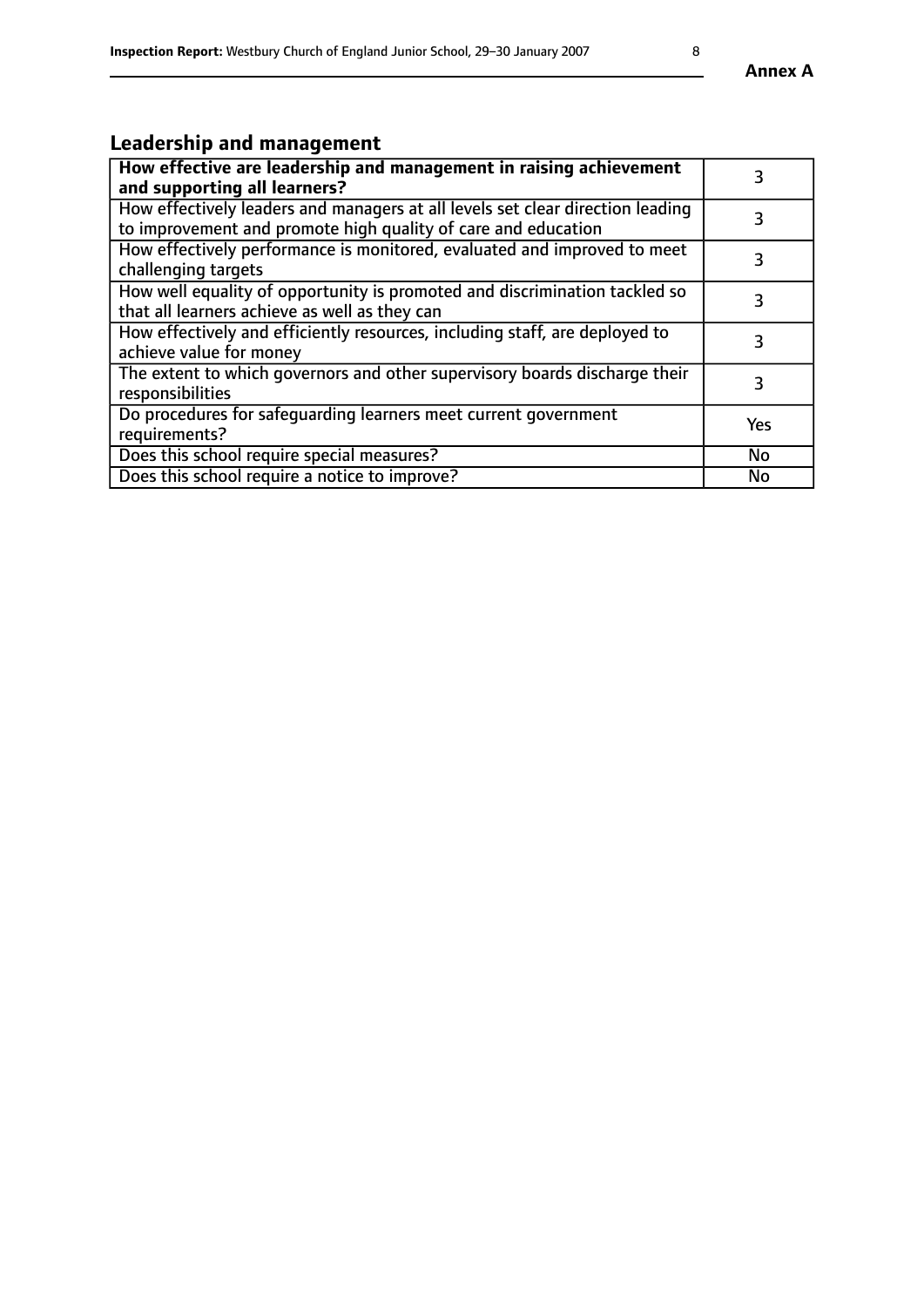## Leadership and management

| **How effective are leadership and management in raising achievement and supporting all learners?** | 3 |
|---|---|
| How effectively leaders and managers at all levels set clear direction leading to improvement and promote high quality of care and education | 3 |
| How effectively performance is monitored, evaluated and improved to meet challenging targets | 3 |
| How well equality of opportunity is promoted and discrimination tackled so that all learners achieve as well as they can | 3 |
| How effectively and efficiently resources, including staff, are deployed to achieve value for money | 3 |
| The extent to which governors and other supervisory boards discharge their responsibilities | 3 |
| Do procedures for safeguarding learners meet current government requirements? | Yes |
| Does this school require special measures? | No |
| Does this school require a notice to improve? | No |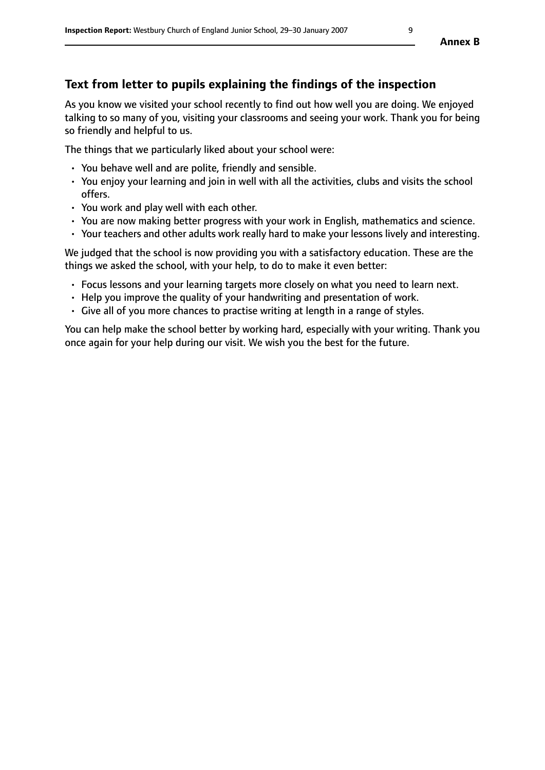## Text from letter to pupils explaining the findings of the inspection

As you know we visited your school recently to find out how well you are doing. We enjoyed talking to so many of you, visiting your classrooms and seeing your work. Thank you for being so friendly and helpful to us.

The things that we particularly liked about your school were:

- You behave well and are polite, friendly and sensible.
- You enjoy your learning and join in well with all the activities, clubs and visits the school offers.
- You work and play well with each other.
- You are now making better progress with your work in English, mathematics and science.
- Your teachers and other adults work really hard to make your lessons lively and interesting.

We judged that the school is now providing you with a satisfactory education. These are the things we asked the school, with your help, to do to make it even better:

- Focus lessons and your learning targets more closely on what you need to learn next.
- Help you improve the quality of your handwriting and presentation of work.
- Give all of you more chances to practise writing at length in a range of styles.

You can help make the school better by working hard, especially with your writing. Thank you once again for your help during our visit. We wish you the best for the future.